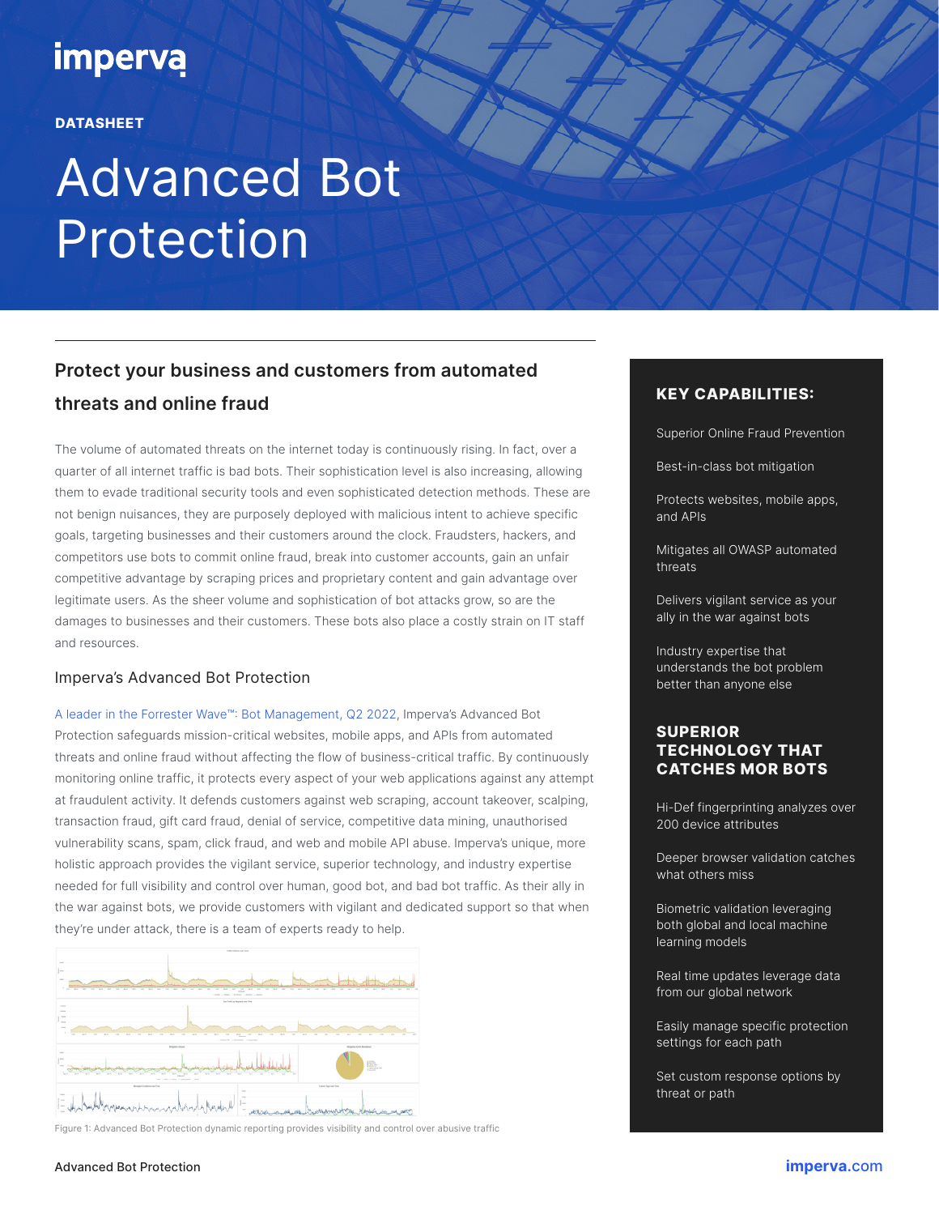# Advanced Bot Protection

DATASHEET

## Protect your business and customers from automated threats and online fraud

The volume of automated threats on the internet today is continuously rising. In fact, over a quarter of all internet traffic is bad bots. Their sophistication level is also increasing, allowing them to evade traditional security tools and even sophisticated detection methods. These are not benign nuisances, they are purposely deployed with malicious intent to achieve specific goals, targeting businesses and their customers around the clock. Fraudsters, hackers, and competitors use bots to commit online fraud, break into customer accounts, gain an unfair competitive advantage by scraping prices and proprietary content and gain advantage over legitimate users. As the sheer volume and sophistication of bot attacks grow, so are the damages to businesses and their customers. These bots also place a costly strain on IT staff and resources.

### Imperva's Advanced Bot Protection

A leader in the Forrester Wave™: Bot Management, Q2 2022, Imperva's Advanced Bot Protection safeguards mission-critical websites, mobile apps, and APIs from automated threats and online fraud without affecting the flow of business-critical traffic. By continuously monitoring online traffic, it protects every aspect of your web applications against any attempt at fraudulent activity. It defends customers against web scraping, account takeover, scalping, transaction fraud, gift card fraud, denial of service, competitive data mining, unauthorised vulnerability scans, spam, click fraud, and web and mobile API abuse. Imperva's unique, more holistic approach provides the vigilant service, superior technology, and industry expertise needed for full visibility and control over human, good bot, and bad bot traffic. As their ally in the war against bots, we provide customers with vigilant and dedicated support so that when they're under attack, there is a team of experts ready to help.

Figure 1: Advanced Bot Protection dynamic reporting provides visibility and control over abusive traffic

### KEY CAPABILITIES:

- Superior Online Fraud Prevention
- Best-in-class bot mitigation
- Protects websites, mobile apps, and APIs
- Mitigates all OWASP automated threats
- Delivers vigilant service as your ally in the war against bots
- Industry expertise that understands the bot problem better than anyone else

### SUPERIOR TECHNOLOGY THAT CATCHES MOR BOTS

- Hi-Def fingerprinting analyzes over 200 device attributes
- Deeper browser validation catches what others miss
- Biometric validation leveraging both global and local machine learning models
- Real time updates leverage data from our global network
- Easily manage specific protection settings for each path
- Set custom response options by threat or path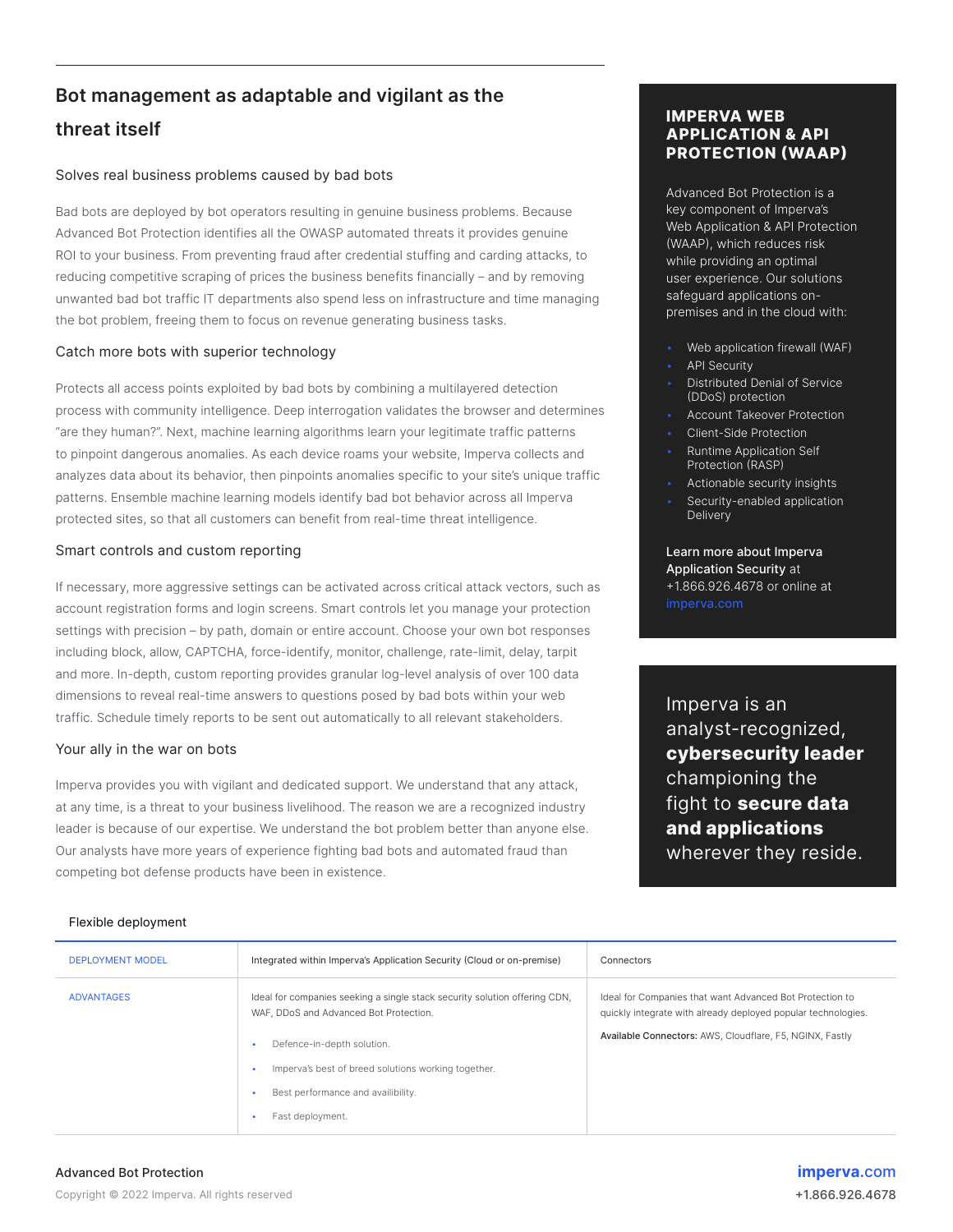## Bot management as adaptable and vigilant as the threat itself

### Solves real business problems caused by bad bots

Bad bots are deployed by bot operators resulting in genuine business problems. Because Advanced Bot Protection identifies all the OWASP automated threats it provides genuine ROI to your business. From preventing fraud after credential stuffing and carding attacks, to reducing competitive scraping of prices the business benefits financially – and by removing unwanted bad bot traffic IT departments also spend less on infrastructure and time managing the bot problem, freeing them to focus on revenue generating business tasks.

### Catch more bots with superior technology

Protects all access points exploited by bad bots by combining a multilayered detection process with community intelligence. Deep interrogation validates the browser and determines "are they human?". Next, machine learning algorithms learn your legitimate traffic patterns to pinpoint dangerous anomalies. As each device roams your website, Imperva collects and analyzes data about its behavior, then pinpoints anomalies specific to your site's unique traffic patterns. Ensemble machine learning models identify bad bot behavior across all Imperva protected sites, so that all customers can benefit from real-time threat intelligence.

### Smart controls and custom reporting

If necessary, more aggressive settings can be activated across critical attack vectors, such as account registration forms and login screens. Smart controls let you manage your protection settings with precision – by path, domain or entire account. Choose your own bot responses including block, allow, CAPTCHA, force-identify, monitor, challenge, rate-limit, delay, tarpit and more. In-depth, custom reporting provides granular log-level analysis of over 100 data dimensions to reveal real-time answers to questions posed by bad bots within your web traffic. Schedule timely reports to be sent out automatically to all relevant stakeholders.

### Your ally in the war on bots

Imperva provides you with vigilant and dedicated support. We understand that any attack, at any time, is a threat to your business livelihood. The reason we are a recognized industry leader is because of our expertise. We understand the bot problem better than anyone else. Our analysts have more years of experience fighting bad bots and automated fraud than competing bot defense products have been in existence.

### IMPERVA WEB APPLICATION & API PROTECTION (WAAP)

Advanced Bot Protection is a key component of Imperva's Web Application & API Protection (WAAP), which reduces risk while providing an optimal user experience. Our solutions safeguard applications on-premises and in the cloud with:

- Web application firewall (WAF)
- API Security
- Distributed Denial of Service (DDoS) protection
- Account Takeover Protection
- Client-Side Protection
- Runtime Application Self Protection (RASP)
- Actionable security insights
- Security-enabled application Delivery

**Learn more about Imperva Application Security** at +1.866.926.4678 or online at imperva.com

Imperva is an analyst-recognized, **cybersecurity leader** championing the fight to **secure data and applications** wherever they reside.

### Flexible deployment

| DEPLOYMENT MODEL | Integrated within Imperva's Application Security (Cloud or on-premise) | Connectors |
|---|---|---|
| ADVANTAGES | Ideal for companies seeking a single stack security solution offering CDN, WAF, DDoS and Advanced Bot Protection.<br>• Defence-in-depth solution.<br>• Imperva's best of breed solutions working together.<br>• Best performance and availibility.<br>• Fast deployment. | Ideal for Companies that want Advanced Bot Protection to quickly integrate with already deployed popular technologies.<br>**Available Connectors:** AWS, Cloudflare, F5, NGINX, Fastly |

Advanced Bot Protection

Copyright © 2022 Imperva. All rights reserved

imperva.com
+1.866.926.4678